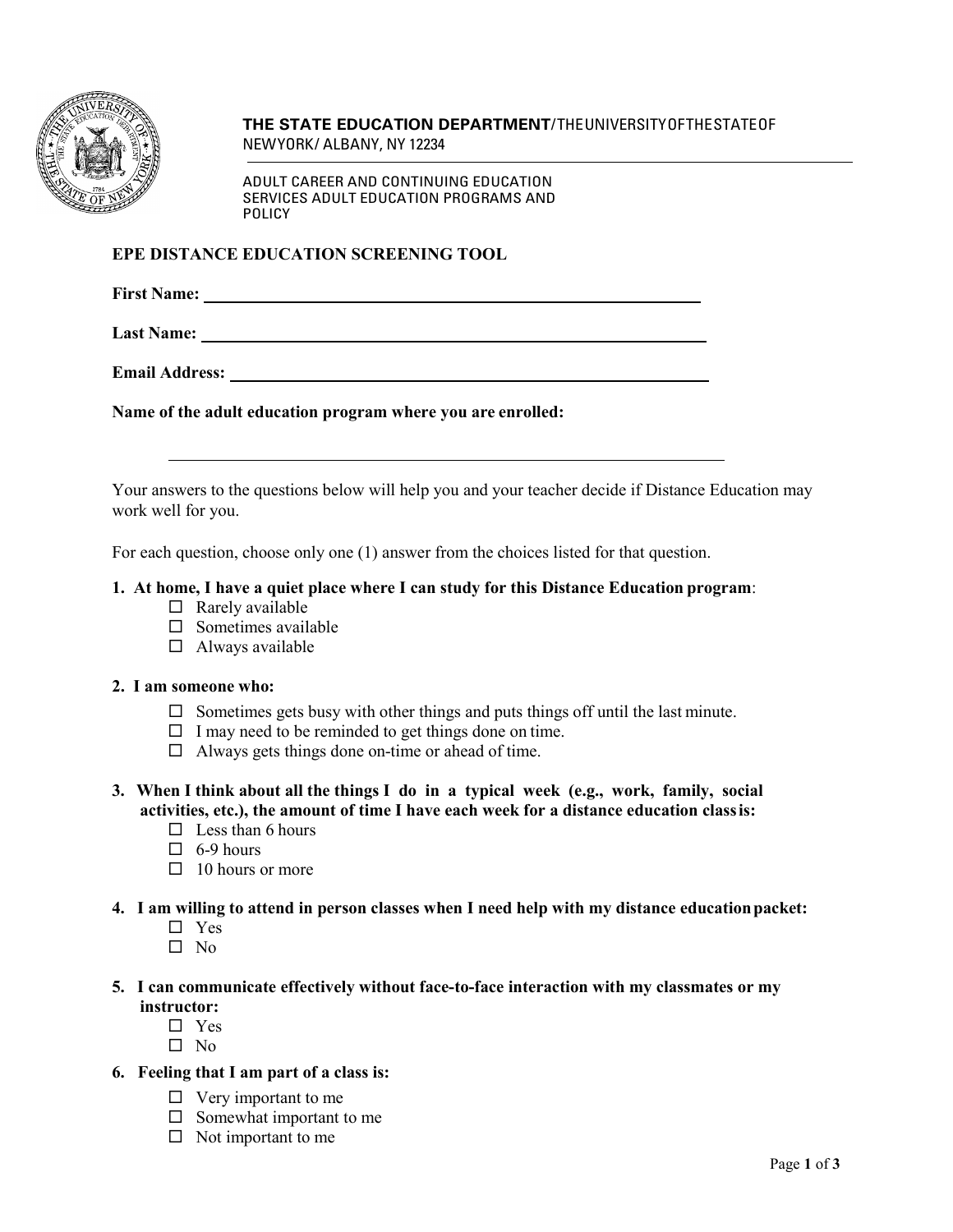**THE STATE EDUCATION DEPARTMENT**/THE UNIVERSITY OF THE STATE OF NEW YORK/ ALBANY, NY 12234

ADULT CAREER AND CONTINUING EDUCATION SERVICES ADULT EDUCATION PROGRAMS AND POLICY

## EPE DISTANCE EDUCATION SCREENING TOOL

**First Name:** ______________________________

**Last Name:** ______________________________

**Email Address:** ______________________________

**Name of the adult education program where you are enrolled:**

______________________________

Your answers to the questions below will help you and your teacher decide if Distance Education may work well for you.

For each question, choose only one (1) answer from the choices listed for that question.

**1. At home, I have a quiet place where I can study for this Distance Education program**:

- ☐ Rarely available
- ☐ Sometimes available
- ☐ Always available

**2. I am someone who:**

- ☐ Sometimes gets busy with other things and puts things off until the last minute.
- ☐ I may need to be reminded to get things done on time.
- ☐ Always gets things done on-time or ahead of time.

**3. When I think about all the things I do in a typical week (e.g., work, family, social activities, etc.), the amount of time I have each week for a distance education class is:**

- ☐ Less than 6 hours
- ☐ 6-9 hours
- ☐ 10 hours or more

**4. I am willing to attend in person classes when I need help with my distance education packet:**

- ☐ Yes
- ☐ No

**5. I can communicate effectively without face-to-face interaction with my classmates or my instructor:**

- ☐ Yes
- ☐ No

**6. Feeling that I am part of a class is:**

- ☐ Very important to me
- ☐ Somewhat important to me
- ☐ Not important to me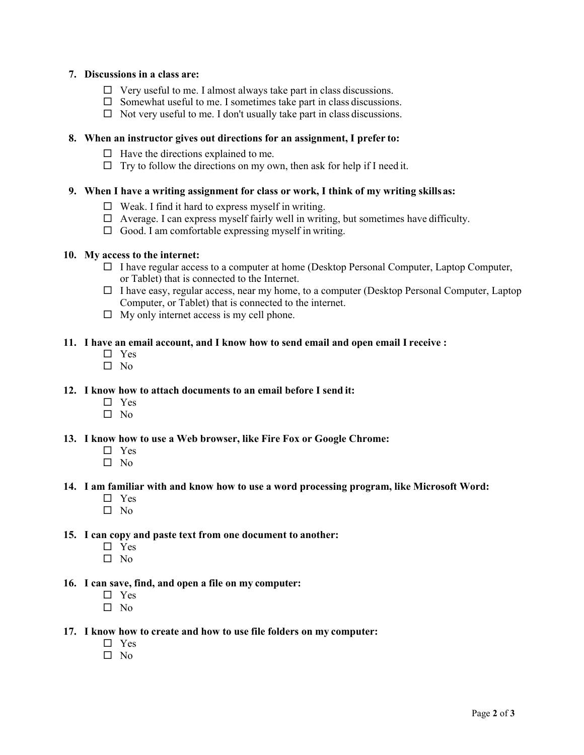**7. Discussions in a class are:**

- ☐ Very useful to me. I almost always take part in class discussions.
- ☐ Somewhat useful to me. I sometimes take part in class discussions.
- ☐ Not very useful to me. I don't usually take part in class discussions.

**8. When an instructor gives out directions for an assignment, I prefer to:**

- ☐ Have the directions explained to me.
- ☐ Try to follow the directions on my own, then ask for help if I need it.

**9. When I have a writing assignment for class or work, I think of my writing skills as:**

- ☐ Weak. I find it hard to express myself in writing.
- ☐ Average. I can express myself fairly well in writing, but sometimes have difficulty.
- ☐ Good. I am comfortable expressing myself in writing.

**10. My access to the internet:**

- ☐ I have regular access to a computer at home (Desktop Personal Computer, Laptop Computer, or Tablet) that is connected to the Internet.
- ☐ I have easy, regular access, near my home, to a computer (Desktop Personal Computer, Laptop Computer, or Tablet) that is connected to the internet.
- ☐ My only internet access is my cell phone.

**11. I have an email account, and I know how to send email and open email I receive :**

- ☐ Yes
- ☐ No

**12. I know how to attach documents to an email before I send it:**

- ☐ Yes
- ☐ No

**13. I know how to use a Web browser, like Fire Fox or Google Chrome:**

- ☐ Yes
- ☐ No

**14. I am familiar with and know how to use a word processing program, like Microsoft Word:**

- ☐ Yes
- ☐ No

**15. I can copy and paste text from one document to another:**

- ☐ Yes
- ☐ No

**16. I can save, find, and open a file on my computer:**

- ☐ Yes
- ☐ No

**17. I know how to create and how to use file folders on my computer:**

- ☐ Yes
- ☐ No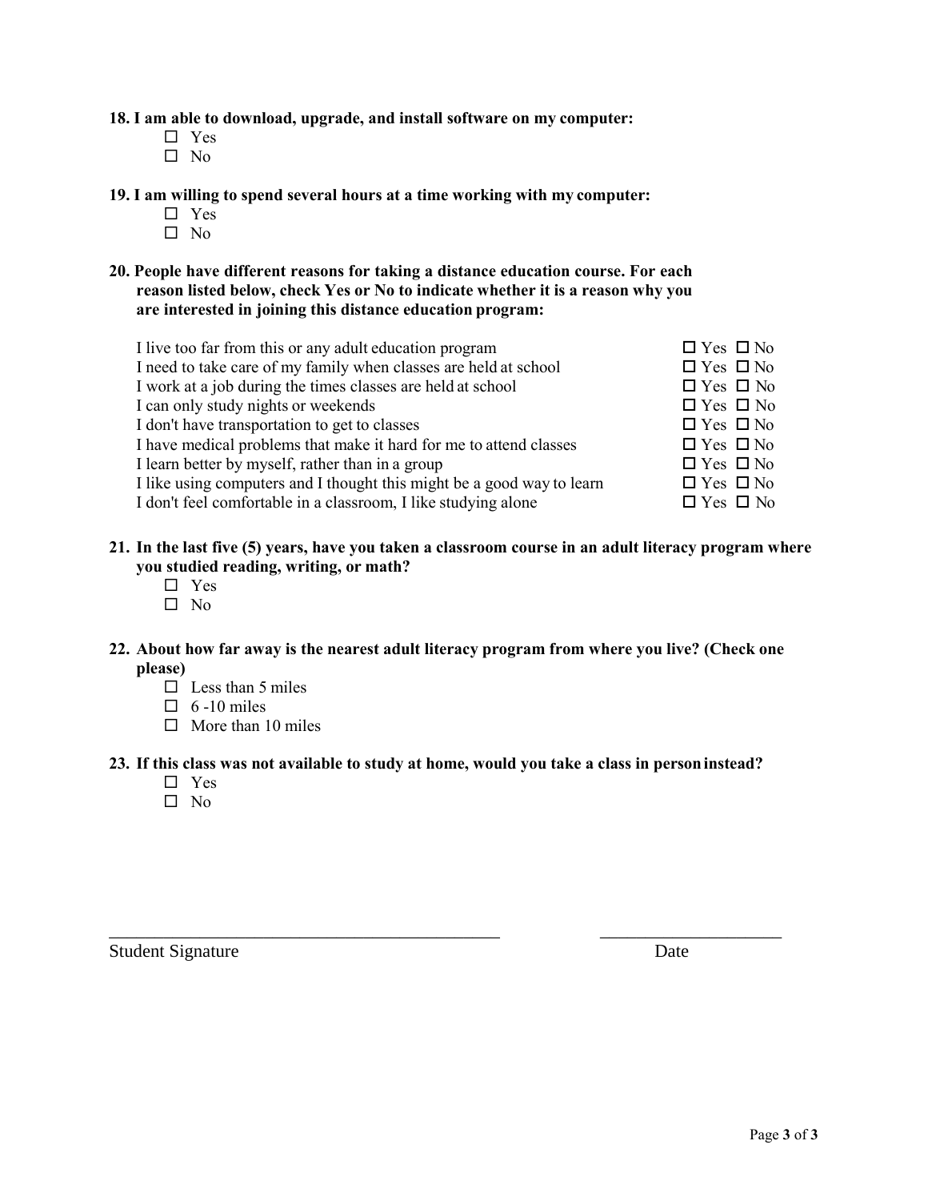**18. I am able to download, upgrade, and install software on my computer:**

- ☐ Yes
- ☐ No

**19. I am willing to spend several hours at a time working with my computer:**

- ☐ Yes
- ☐ No

**20. People have different reasons for taking a distance education course. For each reason listed below, check Yes or No to indicate whether it is a reason why you are interested in joining this distance education program:**

| | |
|---|---|
| I live too far from this or any adult education program | ☐ Yes ☐ No |
| I need to take care of my family when classes are held at school | ☐ Yes ☐ No |
| I work at a job during the times classes are held at school | ☐ Yes ☐ No |
| I can only study nights or weekends | ☐ Yes ☐ No |
| I don't have transportation to get to classes | ☐ Yes ☐ No |
| I have medical problems that make it hard for me to attend classes | ☐ Yes ☐ No |
| I learn better by myself, rather than in a group | ☐ Yes ☐ No |
| I like using computers and I thought this might be a good way to learn | ☐ Yes ☐ No |
| I don't feel comfortable in a classroom, I like studying alone | ☐ Yes ☐ No |

**21. In the last five (5) years, have you taken a classroom course in an adult literacy program where you studied reading, writing, or math?**

- ☐ Yes
- ☐ No

**22. About how far away is the nearest adult literacy program from where you live? (Check one please)**

- ☐ Less than 5 miles
- ☐ 6 -10 miles
- ☐ More than 10 miles

**23. If this class was not available to study at home, would you take a class in person instead?**

- ☐ Yes
- ☐ No

_____________________________________________ ____________________

Student Signature Date